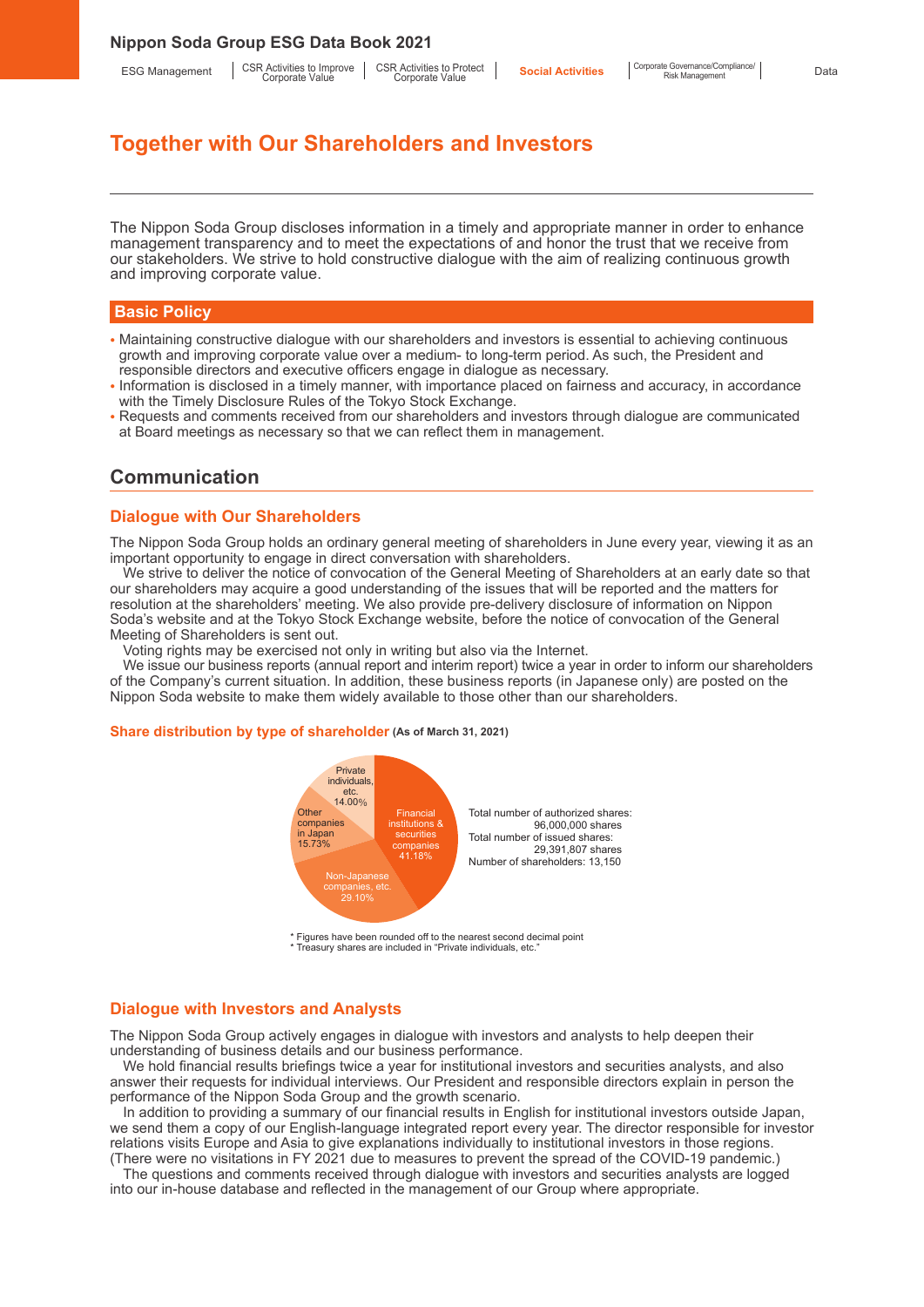# Together with Our Shareholders and Investors

The Nippon Soda Group discloses information in a timely and appropriate manner in order to enhance management transparency and to meet the expectations of and honor the trust that we receive from our stakeholders. We strive to hold constructive dialogue with the aim of realizing continuous growth and improving corporate value.

## Basic Policy

- Maintaining constructive dialogue with our shareholders and investors is essential to achieving continuous growth and improving corporate value over a medium- to long-term period. As such, the President and responsible directors and executive officers engage in dialogue as necessary.
- Information is disclosed in a timely manner, with importance placed on fairness and accuracy, in accordance with the Timely Disclosure Rules of the Tokyo Stock Exchange.
- Requests and comments received from our shareholders and investors through dialogue are communicated at Board meetings as necessary so that we can reflect them in management.

## Communication

### Dialogue with Our Shareholders

The Nippon Soda Group holds an ordinary general meeting of shareholders in June every year, viewing it as an important opportunity to engage in direct conversation with shareholders.

We strive to deliver the notice of convocation of the General Meeting of Shareholders at an early date so that our shareholders may acquire a good understanding of the issues that will be reported and the matters for resolution at the shareholders' meeting. We also provide pre-delivery disclosure of information on Nippon Soda's website and at the Tokyo Stock Exchange website, before the notice of convocation of the General Meeting of Shareholders is sent out.

Voting rights may be exercised not only in writing but also via the Internet.

We issue our business reports (annual report and interim report) twice a year in order to inform our shareholders of the Company's current situation. In addition, these business reports (in Japanese only) are posted on the Nippon Soda website to make them widely available to those other than our shareholders.

**Share distribution by type of shareholder** (As of March 31, 2021)

| Type of shareholder | Share |
|---|---|
| Financial institutions & securities companies | 41.18% |
| Non-Japanese companies, etc. | 29.10% |
| Other companies in Japan | 15.73% |
| Private individuals, etc. | 14.00% |

Total number of authorized shares: 96,000,000 shares
Total number of issued shares: 29,391,807 shares
Number of shareholders: 13,150

\* Figures have been rounded off to the nearest second decimal point
\* Treasury shares are included in "Private individuals, etc."

### Dialogue with Investors and Analysts

The Nippon Soda Group actively engages in dialogue with investors and analysts to help deepen their understanding of business details and our business performance.

We hold financial results briefings twice a year for institutional investors and securities analysts, and also answer their requests for individual interviews. Our President and responsible directors explain in person the performance of the Nippon Soda Group and the growth scenario.

In addition to providing a summary of our financial results in English for institutional investors outside Japan, we send them a copy of our English-language integrated report every year. The director responsible for investor relations visits Europe and Asia to give explanations individually to institutional investors in those regions. (There were no visitations in FY 2021 due to measures to prevent the spread of the COVID-19 pandemic.)

The questions and comments received through dialogue with investors and securities analysts are logged into our in-house database and reflected in the management of our Group where appropriate.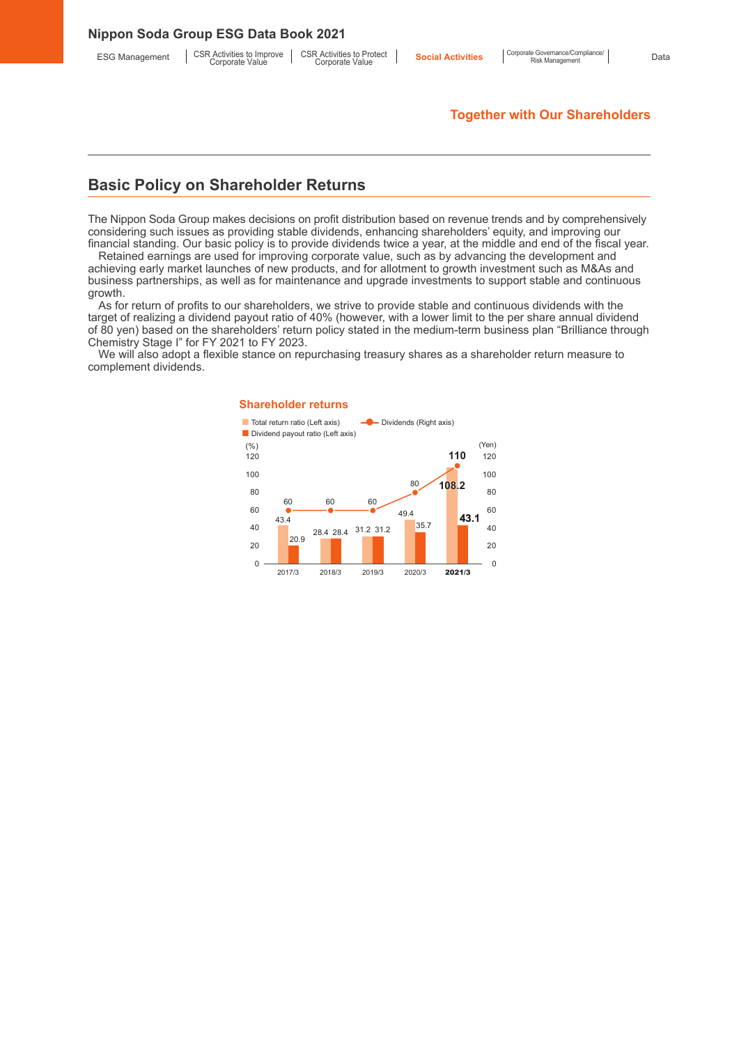## Together with Our Shareholders

## Basic Policy on Shareholder Returns

The Nippon Soda Group makes decisions on profit distribution based on revenue trends and by comprehensively considering such issues as providing stable dividends, enhancing shareholders' equity, and improving our financial standing. Our basic policy is to provide dividends twice a year, at the middle and end of the fiscal year.

Retained earnings are used for improving corporate value, such as by advancing the development and achieving early market launches of new products, and for allotment to growth investment such as M&As and business partnerships, as well as for maintenance and upgrade investments to support stable and continuous growth.

As for return of profits to our shareholders, we strive to provide stable and continuous dividends with the target of realizing a dividend payout ratio of 40% (however, with a lower limit to the per share annual dividend of 80 yen) based on the shareholders' return policy stated in the medium-term business plan "Brilliance through Chemistry Stage I" for FY 2021 to FY 2023.

We will also adopt a flexible stance on repurchasing treasury shares as a shareholder return measure to complement dividends.

**Shareholder returns**

Total return ratio (Left axis)
Dividend payout ratio (Left axis)
Dividends (Right axis)

(%) 120, 100, 80, 60, 40, 20, 0
(Yen) 120, 100, 80, 60, 40, 20, 0

2017/3: 43.4, 20.9, 60
2018/3: 28.4, 28.4, 60
2019/3: 31.2, 31.2, 60
2020/3: 49.4, 35.7, 80
**2021/3**: **108.2**, **43.1**, **110**